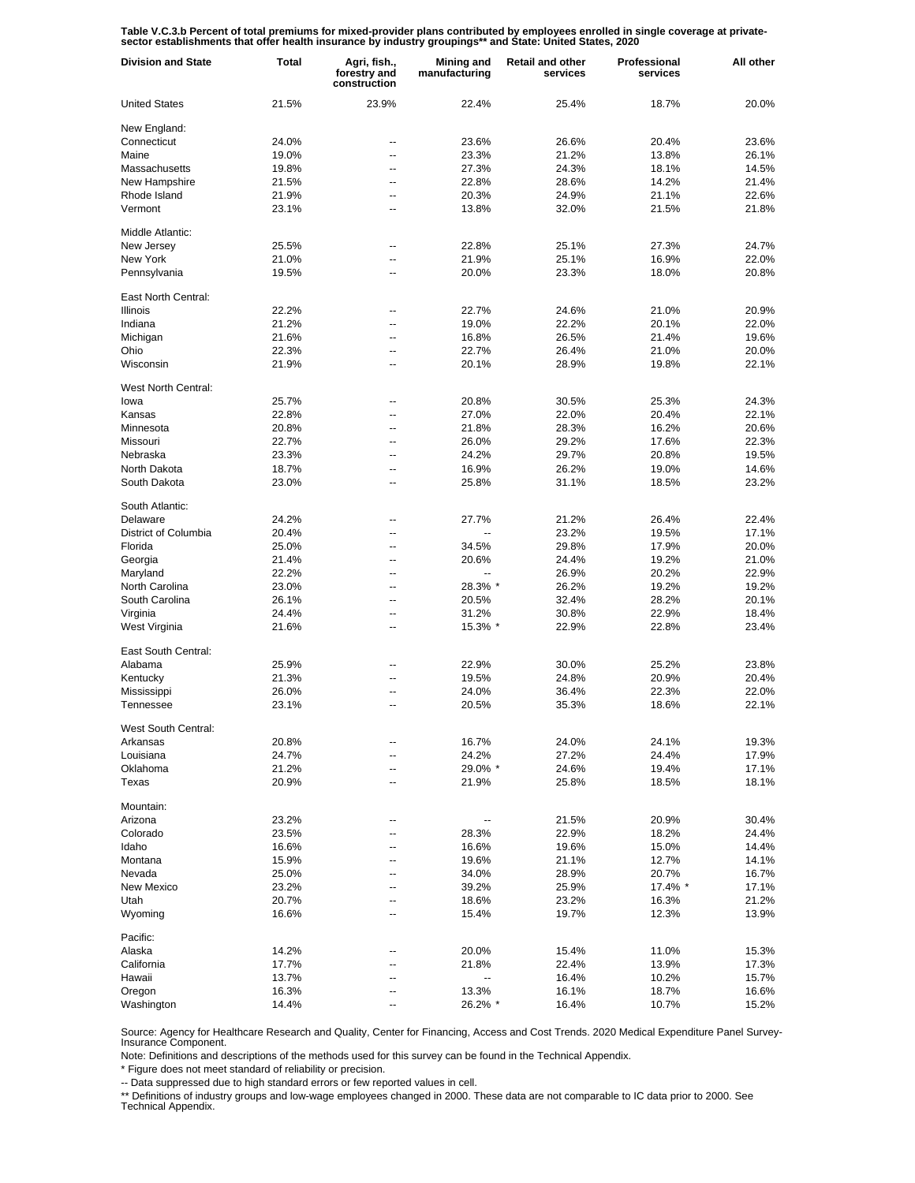**Table V.C.3.b Percent of total premiums for mixed-provider plans contributed by employees enrolled in single coverage at private-sector establishments that offer health insurance by industry groupings** and State: United States, 2020**

| Division and State | Total | Agri, fish., forestry and construction | Mining and manufacturing | Retail and other services | Professional services | All other |
|---|---|---|---|---|---|---|
| United States | 21.5% | 23.9% | 22.4% | 25.4% | 18.7% | 20.0% |
| New England: | | | | | | |
| Connecticut | 24.0% | -- | 23.6% | 26.6% | 20.4% | 23.6% |
| Maine | 19.0% | -- | 23.3% | 21.2% | 13.8% | 26.1% |
| Massachusetts | 19.8% | -- | 27.3% | 24.3% | 18.1% | 14.5% |
| New Hampshire | 21.5% | -- | 22.8% | 28.6% | 14.2% | 21.4% |
| Rhode Island | 21.9% | -- | 20.3% | 24.9% | 21.1% | 22.6% |
| Vermont | 23.1% | -- | 13.8% | 32.0% | 21.5% | 21.8% |
| Middle Atlantic: | | | | | | |
| New Jersey | 25.5% | -- | 22.8% | 25.1% | 27.3% | 24.7% |
| New York | 21.0% | -- | 21.9% | 25.1% | 16.9% | 22.0% |
| Pennsylvania | 19.5% | -- | 20.0% | 23.3% | 18.0% | 20.8% |
| East North Central: | | | | | | |
| Illinois | 22.2% | -- | 22.7% | 24.6% | 21.0% | 20.9% |
| Indiana | 21.2% | -- | 19.0% | 22.2% | 20.1% | 22.0% |
| Michigan | 21.6% | -- | 16.8% | 26.5% | 21.4% | 19.6% |
| Ohio | 22.3% | -- | 22.7% | 26.4% | 21.0% | 20.0% |
| Wisconsin | 21.9% | -- | 20.1% | 28.9% | 19.8% | 22.1% |
| West North Central: | | | | | | |
| Iowa | 25.7% | -- | 20.8% | 30.5% | 25.3% | 24.3% |
| Kansas | 22.8% | -- | 27.0% | 22.0% | 20.4% | 22.1% |
| Minnesota | 20.8% | -- | 21.8% | 28.3% | 16.2% | 20.6% |
| Missouri | 22.7% | -- | 26.0% | 29.2% | 17.6% | 22.3% |
| Nebraska | 23.3% | -- | 24.2% | 29.7% | 20.8% | 19.5% |
| North Dakota | 18.7% | -- | 16.9% | 26.2% | 19.0% | 14.6% |
| South Dakota | 23.0% | -- | 25.8% | 31.1% | 18.5% | 23.2% |
| South Atlantic: | | | | | | |
| Delaware | 24.2% | -- | 27.7% | 21.2% | 26.4% | 22.4% |
| District of Columbia | 20.4% | -- | -- | 23.2% | 19.5% | 17.1% |
| Florida | 25.0% | -- | 34.5% | 29.8% | 17.9% | 20.0% |
| Georgia | 21.4% | -- | 20.6% | 24.4% | 19.2% | 21.0% |
| Maryland | 22.2% | -- | -- | 26.9% | 20.2% | 22.9% |
| North Carolina | 23.0% | -- | 28.3% * | 26.2% | 19.2% | 19.2% |
| South Carolina | 26.1% | -- | 20.5% | 32.4% | 28.2% | 20.1% |
| Virginia | 24.4% | -- | 31.2% | 30.8% | 22.9% | 18.4% |
| West Virginia | 21.6% | -- | 15.3% * | 22.9% | 22.8% | 23.4% |
| East South Central: | | | | | | |
| Alabama | 25.9% | -- | 22.9% | 30.0% | 25.2% | 23.8% |
| Kentucky | 21.3% | -- | 19.5% | 24.8% | 20.9% | 20.4% |
| Mississippi | 26.0% | -- | 24.0% | 36.4% | 22.3% | 22.0% |
| Tennessee | 23.1% | -- | 20.5% | 35.3% | 18.6% | 22.1% |
| West South Central: | | | | | | |
| Arkansas | 20.8% | -- | 16.7% | 24.0% | 24.1% | 19.3% |
| Louisiana | 24.7% | -- | 24.2% | 27.2% | 24.4% | 17.9% |
| Oklahoma | 21.2% | -- | 29.0% * | 24.6% | 19.4% | 17.1% |
| Texas | 20.9% | -- | 21.9% | 25.8% | 18.5% | 18.1% |
| Mountain: | | | | | | |
| Arizona | 23.2% | -- | -- | 21.5% | 20.9% | 30.4% |
| Colorado | 23.5% | -- | 28.3% | 22.9% | 18.2% | 24.4% |
| Idaho | 16.6% | -- | 16.6% | 19.6% | 15.0% | 14.4% |
| Montana | 15.9% | -- | 19.6% | 21.1% | 12.7% | 14.1% |
| Nevada | 25.0% | -- | 34.0% | 28.9% | 20.7% | 16.7% |
| New Mexico | 23.2% | -- | 39.2% | 25.9% | 17.4% * | 17.1% |
| Utah | 20.7% | -- | 18.6% | 23.2% | 16.3% | 21.2% |
| Wyoming | 16.6% | -- | 15.4% | 19.7% | 12.3% | 13.9% |
| Pacific: | | | | | | |
| Alaska | 14.2% | -- | 20.0% | 15.4% | 11.0% | 15.3% |
| California | 17.7% | -- | 21.8% | 22.4% | 13.9% | 17.3% |
| Hawaii | 13.7% | -- | -- | 16.4% | 10.2% | 15.7% |
| Oregon | 16.3% | -- | 13.3% | 16.1% | 18.7% | 16.6% |
| Washington | 14.4% | -- | 26.2% * | 16.4% | 10.7% | 15.2% |

Source: Agency for Healthcare Research and Quality, Center for Financing, Access and Cost Trends. 2020 Medical Expenditure Panel Survey-Insurance Component.

Note: Definitions and descriptions of the methods used for this survey can be found in the Technical Appendix.

* Figure does not meet standard of reliability or precision.

-- Data suppressed due to high standard errors or few reported values in cell.

** Definitions of industry groups and low-wage employees changed in 2000. These data are not comparable to IC data prior to 2000. See Technical Appendix.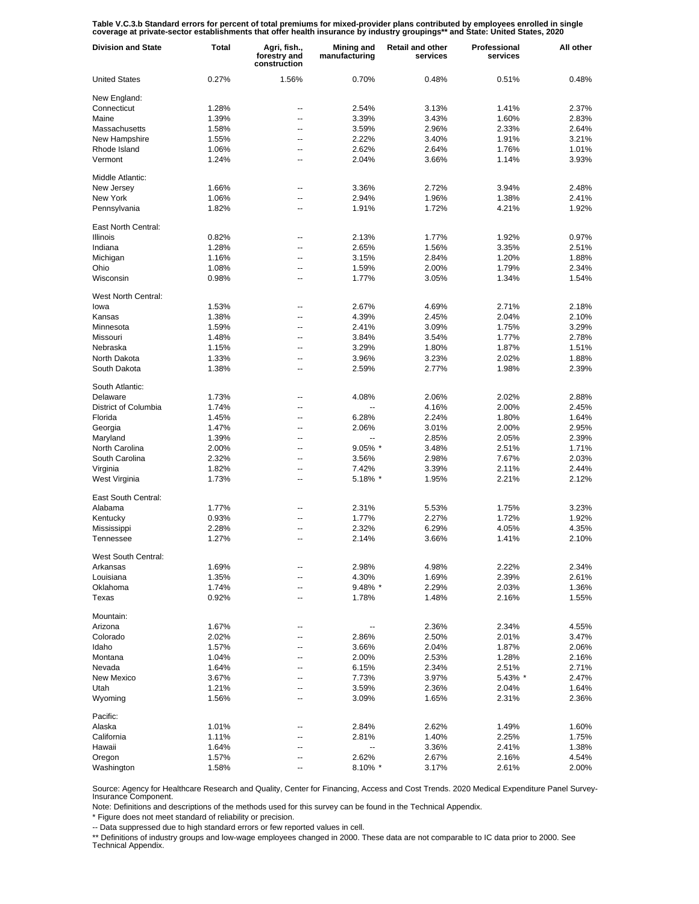**Table V.C.3.b Standard errors for percent of total premiums for mixed-provider plans contributed by employees enrolled in single coverage at private-sector establishments that offer health insurance by industry groupings** and State: United States, 2020**

| Division and State | Total | Agri, fish., forestry and construction | Mining and manufacturing | Retail and other services | Professional services | All other |
|---|---|---|---|---|---|---|
| United States | 0.27% | 1.56% | 0.70% | 0.48% | 0.51% | 0.48% |
| New England: | | | | | | |
| Connecticut | 1.28% | -- | 2.54% | 3.13% | 1.41% | 2.37% |
| Maine | 1.39% | -- | 3.39% | 3.43% | 1.60% | 2.83% |
| Massachusetts | 1.58% | -- | 3.59% | 2.96% | 2.33% | 2.64% |
| New Hampshire | 1.55% | -- | 2.22% | 3.40% | 1.91% | 3.21% |
| Rhode Island | 1.06% | -- | 2.62% | 2.64% | 1.76% | 1.01% |
| Vermont | 1.24% | -- | 2.04% | 3.66% | 1.14% | 3.93% |
| Middle Atlantic: | | | | | | |
| New Jersey | 1.66% | -- | 3.36% | 2.72% | 3.94% | 2.48% |
| New York | 1.06% | -- | 2.94% | 1.96% | 1.38% | 2.41% |
| Pennsylvania | 1.82% | -- | 1.91% | 1.72% | 4.21% | 1.92% |
| East North Central: | | | | | | |
| Illinois | 0.82% | -- | 2.13% | 1.77% | 1.92% | 0.97% |
| Indiana | 1.28% | -- | 2.65% | 1.56% | 3.35% | 2.51% |
| Michigan | 1.16% | -- | 3.15% | 2.84% | 1.20% | 1.88% |
| Ohio | 1.08% | -- | 1.59% | 2.00% | 1.79% | 2.34% |
| Wisconsin | 0.98% | -- | 1.77% | 3.05% | 1.34% | 1.54% |
| West North Central: | | | | | | |
| Iowa | 1.53% | -- | 2.67% | 4.69% | 2.71% | 2.18% |
| Kansas | 1.38% | -- | 4.39% | 2.45% | 2.04% | 2.10% |
| Minnesota | 1.59% | -- | 2.41% | 3.09% | 1.75% | 3.29% |
| Missouri | 1.48% | -- | 3.84% | 3.54% | 1.77% | 2.78% |
| Nebraska | 1.15% | -- | 3.29% | 1.80% | 1.87% | 1.51% |
| North Dakota | 1.33% | -- | 3.96% | 3.23% | 2.02% | 1.88% |
| South Dakota | 1.38% | -- | 2.59% | 2.77% | 1.98% | 2.39% |
| South Atlantic: | | | | | | |
| Delaware | 1.73% | -- | 4.08% | 2.06% | 2.02% | 2.88% |
| District of Columbia | 1.74% | -- | -- | 4.16% | 2.00% | 2.45% |
| Florida | 1.45% | -- | 6.28% | 2.24% | 1.80% | 1.64% |
| Georgia | 1.47% | -- | 2.06% | 3.01% | 2.00% | 2.95% |
| Maryland | 1.39% | -- | -- | 2.85% | 2.05% | 2.39% |
| North Carolina | 2.00% | -- | 9.05% * | 3.48% | 2.51% | 1.71% |
| South Carolina | 2.32% | -- | 3.56% | 2.98% | 7.67% | 2.03% |
| Virginia | 1.82% | -- | 7.42% | 3.39% | 2.11% | 2.44% |
| West Virginia | 1.73% | -- | 5.18% * | 1.95% | 2.21% | 2.12% |
| East South Central: | | | | | | |
| Alabama | 1.77% | -- | 2.31% | 5.53% | 1.75% | 3.23% |
| Kentucky | 0.93% | -- | 1.77% | 2.27% | 1.72% | 1.92% |
| Mississippi | 2.28% | -- | 2.32% | 6.29% | 4.05% | 4.35% |
| Tennessee | 1.27% | -- | 2.14% | 3.66% | 1.41% | 2.10% |
| West South Central: | | | | | | |
| Arkansas | 1.69% | -- | 2.98% | 4.98% | 2.22% | 2.34% |
| Louisiana | 1.35% | -- | 4.30% | 1.69% | 2.39% | 2.61% |
| Oklahoma | 1.74% | -- | 9.48% * | 2.29% | 2.03% | 1.36% |
| Texas | 0.92% | -- | 1.78% | 1.48% | 2.16% | 1.55% |
| Mountain: | | | | | | |
| Arizona | 1.67% | -- | -- | 2.36% | 2.34% | 4.55% |
| Colorado | 2.02% | -- | 2.86% | 2.50% | 2.01% | 3.47% |
| Idaho | 1.57% | -- | 3.66% | 2.04% | 1.87% | 2.06% |
| Montana | 1.04% | -- | 2.00% | 2.53% | 1.28% | 2.16% |
| Nevada | 1.64% | -- | 6.15% | 2.34% | 2.51% | 2.71% |
| New Mexico | 3.67% | -- | 7.73% | 3.97% | 5.43% * | 2.47% |
| Utah | 1.21% | -- | 3.59% | 2.36% | 2.04% | 1.64% |
| Wyoming | 1.56% | -- | 3.09% | 1.65% | 2.31% | 2.36% |
| Pacific: | | | | | | |
| Alaska | 1.01% | -- | 2.84% | 2.62% | 1.49% | 1.60% |
| California | 1.11% | -- | 2.81% | 1.40% | 2.25% | 1.75% |
| Hawaii | 1.64% | -- | -- | 3.36% | 2.41% | 1.38% |
| Oregon | 1.57% | -- | 2.62% | 2.67% | 2.16% | 4.54% |
| Washington | 1.58% | -- | 8.10% * | 3.17% | 2.61% | 2.00% |

Source: Agency for Healthcare Research and Quality, Center for Financing, Access and Cost Trends. 2020 Medical Expenditure Panel Survey-Insurance Component.

Note: Definitions and descriptions of the methods used for this survey can be found in the Technical Appendix.

* Figure does not meet standard of reliability or precision.

-- Data suppressed due to high standard errors or few reported values in cell.

** Definitions of industry groups and low-wage employees changed in 2000. These data are not comparable to IC data prior to 2000. See Technical Appendix.